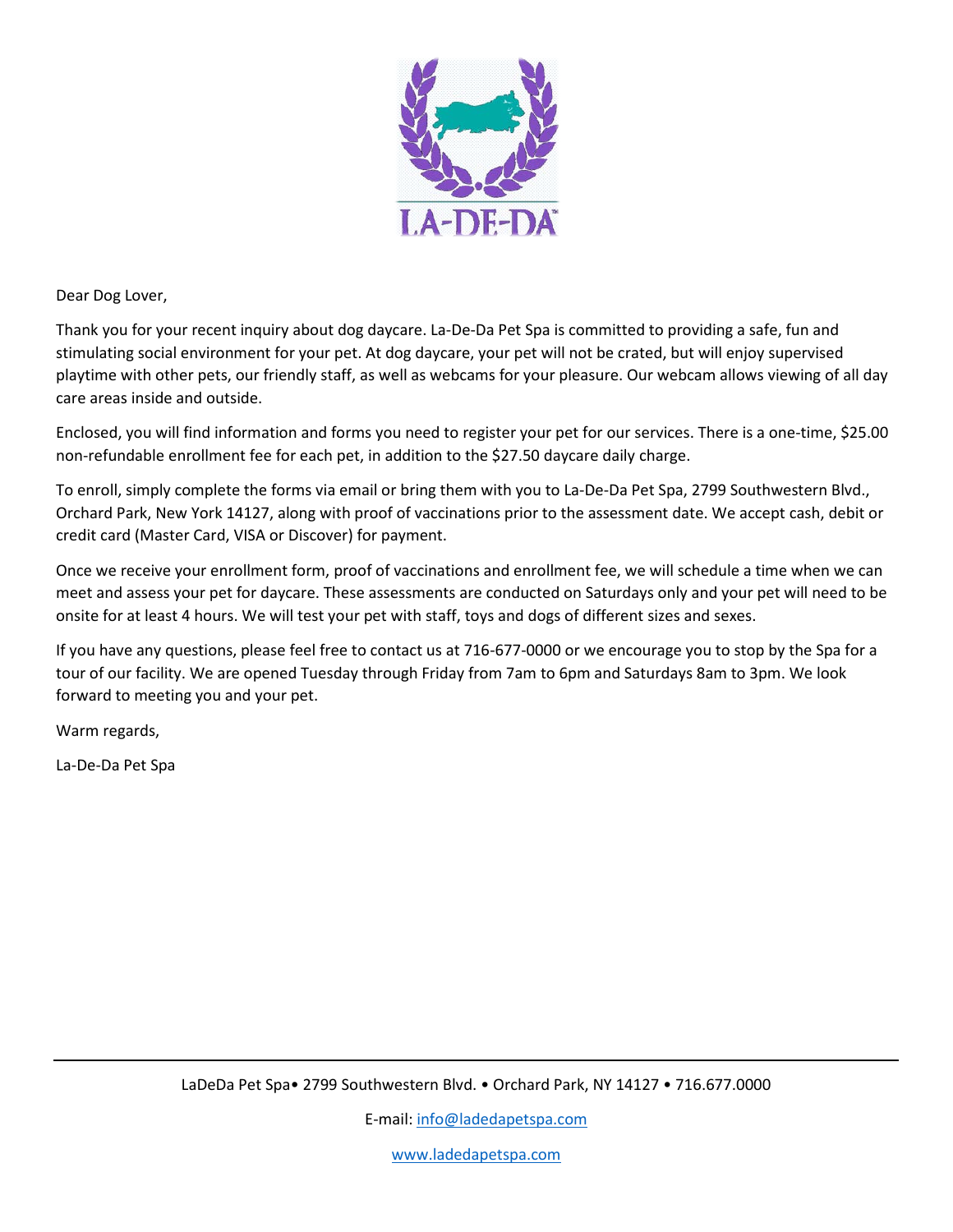LA-DE-DA

Dear Dog Lover,

Thank you for your recent inquiry about dog daycare. La-De-Da Pet Spa is committed to providing a safe, fun and stimulating social environment for your pet. At dog daycare, your pet will not be crated, but will enjoy supervised playtime with other pets, our friendly staff, as well as webcams for your pleasure. Our webcam allows viewing of all day care areas inside and outside.

Enclosed, you will find information and forms you need to register your pet for our services. There is a one-time, $25.00 non-refundable enrollment fee for each pet, in addition to the $27.50 daycare daily charge.

To enroll, simply complete the forms via email or bring them with you to La-De-Da Pet Spa, 2799 Southwestern Blvd., Orchard Park, New York 14127, along with proof of vaccinations prior to the assessment date. We accept cash, debit or credit card (Master Card, VISA or Discover) for payment.

Once we receive your enrollment form, proof of vaccinations and enrollment fee, we will schedule a time when we can meet and assess your pet for daycare. These assessments are conducted on Saturdays only and your pet will need to be onsite for at least 4 hours. We will test your pet with staff, toys and dogs of different sizes and sexes.

If you have any questions, please feel free to contact us at 716-677-0000 or we encourage you to stop by the Spa for a tour of our facility. We are opened Tuesday through Friday from 7am to 6pm and Saturdays 8am to 3pm. We look forward to meeting you and your pet.

Warm regards,

La-De-Da Pet Spa

---

LaDeDa Pet Spa• 2799 Southwestern Blvd. • Orchard Park, NY 14127 • 716.677.0000

E-mail: info@ladedapetspa.com

www.ladedapetspa.com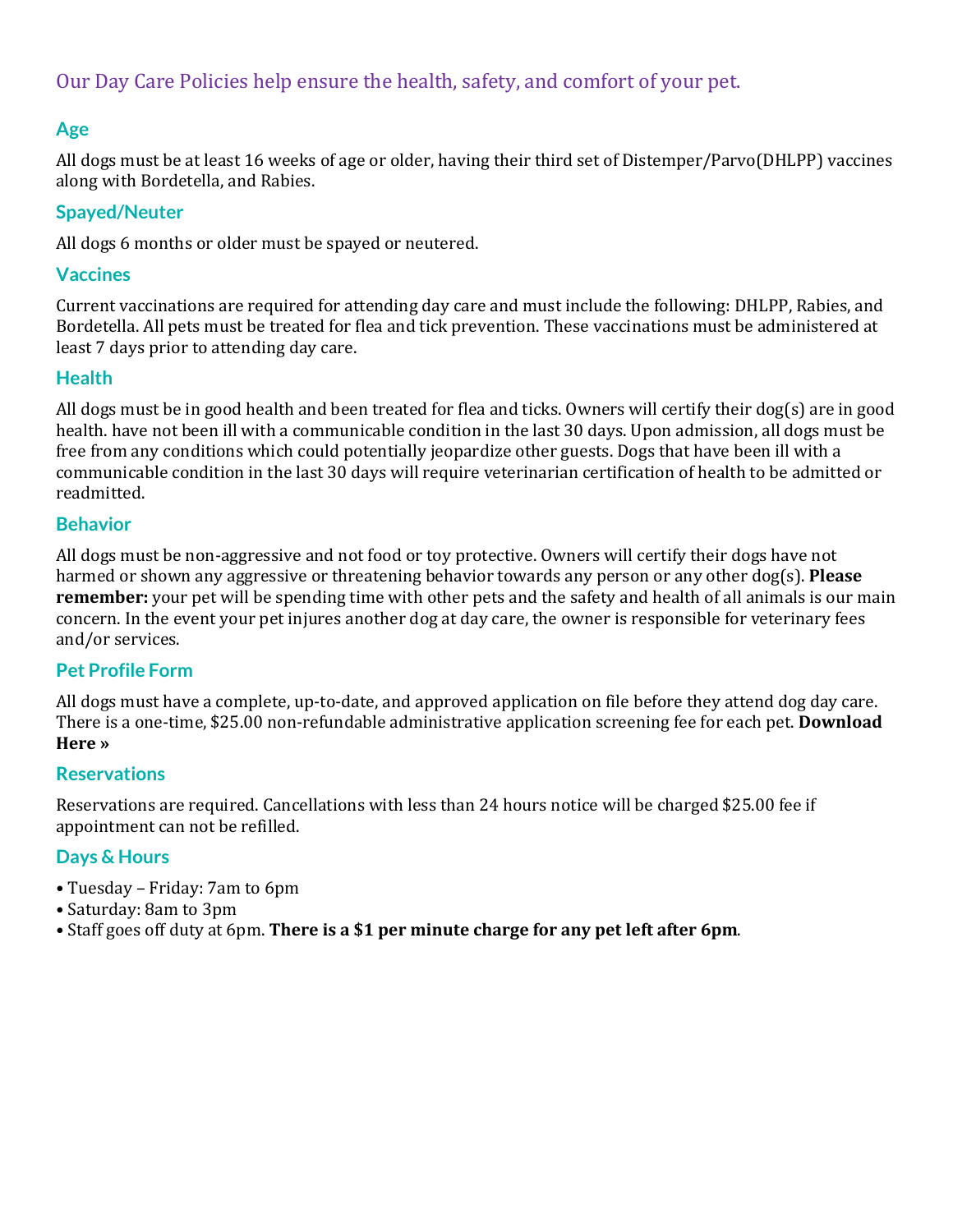Our Day Care Policies help ensure the health, safety, and comfort of your pet.

## Age

All dogs must be at least 16 weeks of age or older, having their third set of Distemper/Parvo(DHLPP) vaccines along with Bordetella, and Rabies.

## Spayed/Neuter

All dogs 6 months or older must be spayed or neutered.

## Vaccines

Current vaccinations are required for attending day care and must include the following: DHLPP, Rabies, and Bordetella. All pets must be treated for flea and tick prevention. These vaccinations must be administered at least 7 days prior to attending day care.

## Health

All dogs must be in good health and been treated for flea and ticks. Owners will certify their dog(s) are in good health. have not been ill with a communicable condition in the last 30 days. Upon admission, all dogs must be free from any conditions which could potentially jeopardize other guests. Dogs that have been ill with a communicable condition in the last 30 days will require veterinarian certification of health to be admitted or readmitted.

## Behavior

All dogs must be non-aggressive and not food or toy protective. Owners will certify their dogs have not harmed or shown any aggressive or threatening behavior towards any person or any other dog(s). **Please remember:** your pet will be spending time with other pets and the safety and health of all animals is our main concern. In the event your pet injures another dog at day care, the owner is responsible for veterinary fees and/or services.

## Pet Profile Form

All dogs must have a complete, up-to-date, and approved application on file before they attend dog day care. There is a one-time, $25.00 non-refundable administrative application screening fee for each pet. **Download Here »**

## Reservations

Reservations are required. Cancellations with less than 24 hours notice will be charged $25.00 fee if appointment can not be refilled.

## Days & Hours

- Tuesday – Friday: 7am to 6pm
- Saturday: 8am to 3pm
- Staff goes off duty at 6pm. **There is a $1 per minute charge for any pet left after 6pm**.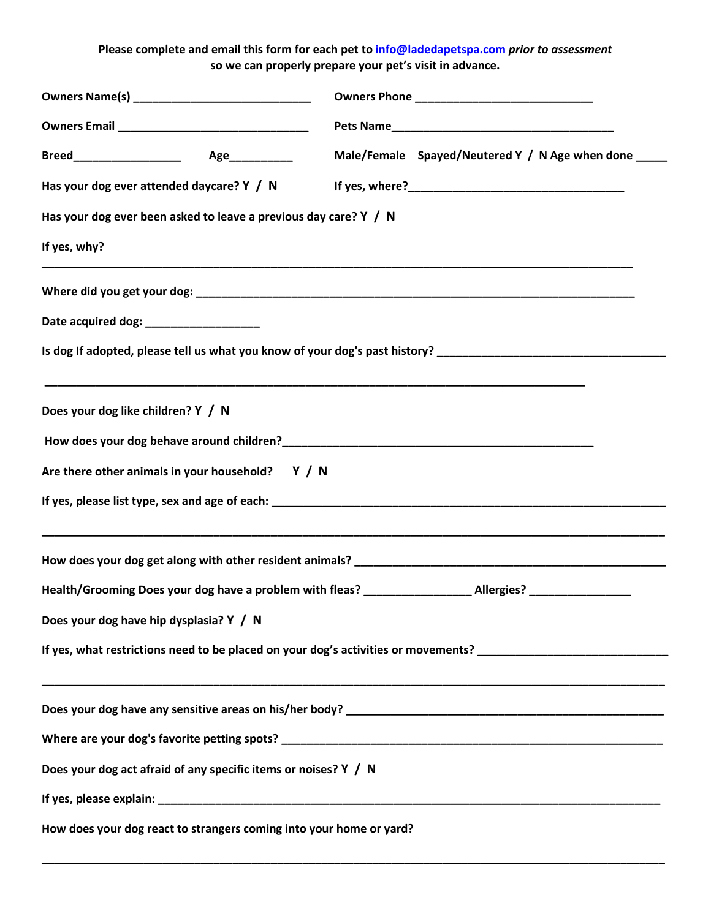**Please complete and email this form for each pet to info@ladedapetspa.com *prior to assessment* so we can properly prepare your pet's visit in advance.**

**Owners Name(s)** ____________________________ **Owners Phone** ____________________________

**Owners Email** ______________________________ **Pets Name**___________________________________

**Breed**_________________ **Age**__________ **Male/Female Spayed/Neutered Y / N Age when done** _____

**Has your dog ever attended daycare? Y / N** **If yes, where?**__________________________________

**Has your dog ever been asked to leave a previous day care? Y / N**

**If yes, why?**

_____________________________________________________________________________________________

**Where did you get your dog:** ____________________________________________________________________

**Date acquired dog:** __________________

**Is dog If adopted, please tell us what you know of your dog's past history?** ___________________________________

_____________________________________________________________________________________________

**Does your dog like children? Y / N**

**How does your dog behave around children?**_______________________________________________

**Are there other animals in your household? Y / N**

**If yes, please list type, sex and age of each:** ______________________________________________________

_____________________________________________________________________________________________

**How does your dog get along with other resident animals?** ______________________________________________

**Health/Grooming Does your dog have a problem with fleas?** ________________ **Allergies?** ________________

**Does your dog have hip dysplasia? Y / N**

**If yes, what restrictions need to be placed on your dog's activities or movements?** ____________________________

_____________________________________________________________________________________________

**Does your dog have any sensitive areas on his/her body?** ____________________________________________________

**Where are your dog's favorite petting spots?** _________________________________________________________

**Does your dog act afraid of any specific items or noises? Y / N**

**If yes, please explain:** ____________________________________________________________________________

**How does your dog react to strangers coming into your home or yard?**

_____________________________________________________________________________________________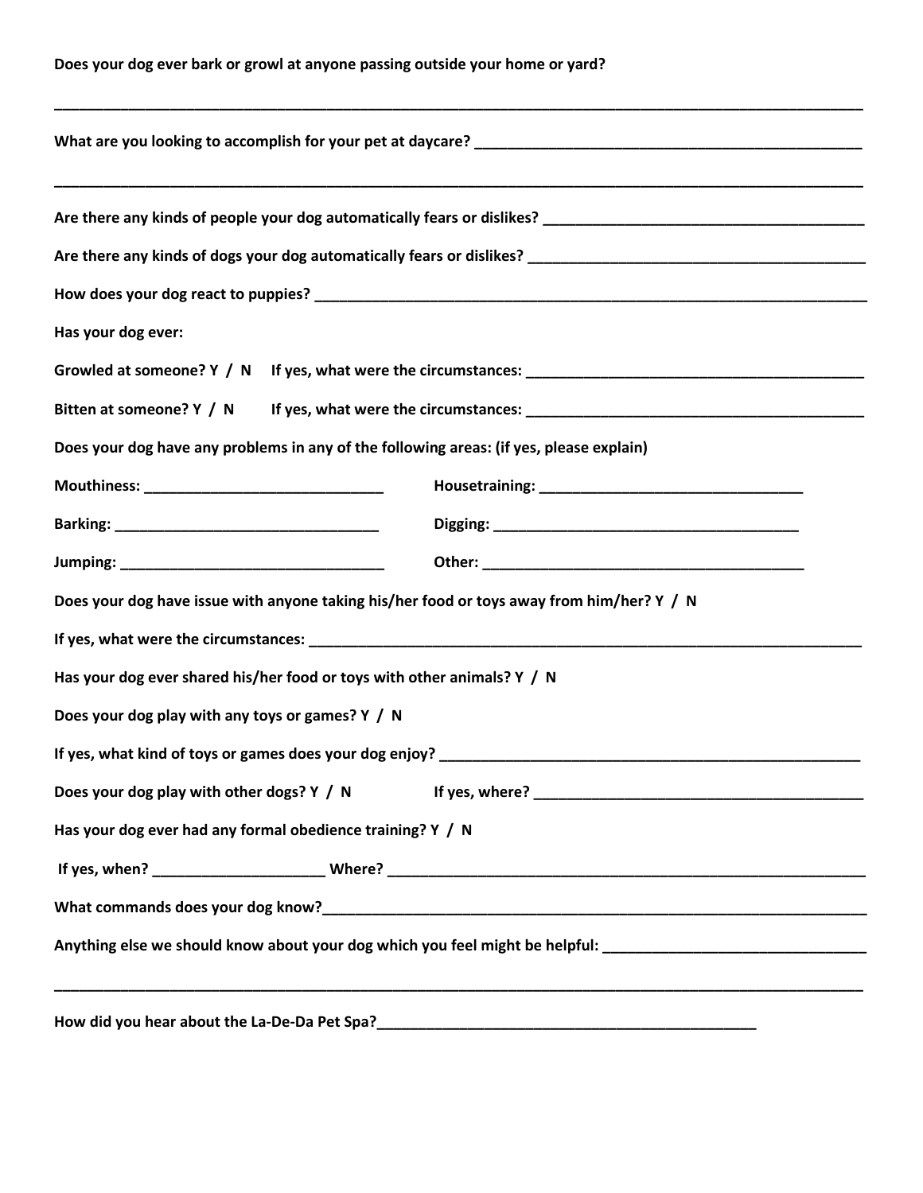**Does your dog ever bark or growl at anyone passing outside your home or yard?**

\_\_\_\_\_\_\_\_\_\_\_\_\_\_\_\_\_\_\_\_\_\_\_\_\_\_\_\_\_\_\_\_\_\_\_\_\_\_\_\_\_\_\_\_\_\_\_\_\_\_\_\_\_\_\_\_\_\_\_\_\_\_\_\_\_\_\_\_\_\_\_\_\_\_\_\_\_\_\_\_\_\_

**What are you looking to accomplish for your pet at daycare?** \_\_\_\_\_\_\_\_\_\_\_\_\_\_\_\_\_\_\_\_\_\_\_\_\_\_\_\_\_\_\_\_\_\_\_\_\_\_\_\_

\_\_\_\_\_\_\_\_\_\_\_\_\_\_\_\_\_\_\_\_\_\_\_\_\_\_\_\_\_\_\_\_\_\_\_\_\_\_\_\_\_\_\_\_\_\_\_\_\_\_\_\_\_\_\_\_\_\_\_\_\_\_\_\_\_\_\_\_\_\_\_\_\_\_\_\_\_\_\_\_\_\_

**Are there any kinds of people your dog automatically fears or dislikes?** \_\_\_\_\_\_\_\_\_\_\_\_\_\_\_\_\_\_\_\_\_\_\_\_\_\_\_\_\_\_\_\_

**Are there any kinds of dogs your dog automatically fears or dislikes?** \_\_\_\_\_\_\_\_\_\_\_\_\_\_\_\_\_\_\_\_\_\_\_\_\_\_\_\_\_\_\_\_\_

**How does your dog react to puppies?** \_\_\_\_\_\_\_\_\_\_\_\_\_\_\_\_\_\_\_\_\_\_\_\_\_\_\_\_\_\_\_\_\_\_\_\_\_\_\_\_\_\_\_\_\_\_\_\_\_\_\_\_\_\_

**Has your dog ever:**

**Growled at someone? Y / N** **If yes, what were the circumstances:** \_\_\_\_\_\_\_\_\_\_\_\_\_\_\_\_\_\_\_\_\_\_\_\_\_\_\_\_\_\_\_\_\_\_

**Bitten at someone? Y / N** **If yes, what were the circumstances:** \_\_\_\_\_\_\_\_\_\_\_\_\_\_\_\_\_\_\_\_\_\_\_\_\_\_\_\_\_\_\_\_\_\_

**Does your dog have any problems in any of the following areas: (if yes, please explain)**

**Mouthiness:** \_\_\_\_\_\_\_\_\_\_\_\_\_\_\_\_\_\_\_\_\_\_\_\_ **Housetraining:** \_\_\_\_\_\_\_\_\_\_\_\_\_\_\_\_\_\_\_\_\_\_\_\_\_\_

**Barking:** \_\_\_\_\_\_\_\_\_\_\_\_\_\_\_\_\_\_\_\_\_\_\_\_\_\_ **Digging:** \_\_\_\_\_\_\_\_\_\_\_\_\_\_\_\_\_\_\_\_\_\_\_\_\_\_\_\_\_\_\_

**Jumping:** \_\_\_\_\_\_\_\_\_\_\_\_\_\_\_\_\_\_\_\_\_\_\_\_\_\_ **Other:** \_\_\_\_\_\_\_\_\_\_\_\_\_\_\_\_\_\_\_\_\_\_\_\_\_\_\_\_\_\_\_\_

**Does your dog have issue with anyone taking his/her food or toys away from him/her? Y / N**

**If yes, what were the circumstances:** \_\_\_\_\_\_\_\_\_\_\_\_\_\_\_\_\_\_\_\_\_\_\_\_\_\_\_\_\_\_\_\_\_\_\_\_\_\_\_\_\_\_\_\_\_\_\_\_\_\_\_\_\_

**Has your dog ever shared his/her food or toys with other animals? Y / N**

**Does your dog play with any toys or games? Y / N**

**If yes, what kind of toys or games does your dog enjoy?** \_\_\_\_\_\_\_\_\_\_\_\_\_\_\_\_\_\_\_\_\_\_\_\_\_\_\_\_\_\_\_\_\_\_\_\_\_\_\_\_\_\_

**Does your dog play with other dogs? Y / N** **If yes, where?** \_\_\_\_\_\_\_\_\_\_\_\_\_\_\_\_\_\_\_\_\_\_\_\_\_\_\_\_\_\_\_\_\_

**Has your dog ever had any formal obedience training? Y / N**

**If yes, when?** \_\_\_\_\_\_\_\_\_\_\_\_\_\_\_\_ **Where?** \_\_\_\_\_\_\_\_\_\_\_\_\_\_\_\_\_\_\_\_\_\_\_\_\_\_\_\_\_\_\_\_\_\_\_\_\_\_\_\_\_\_\_\_\_\_

**What commands does your dog know?**\_\_\_\_\_\_\_\_\_\_\_\_\_\_\_\_\_\_\_\_\_\_\_\_\_\_\_\_\_\_\_\_\_\_\_\_\_\_\_\_\_\_\_\_\_\_\_\_\_\_\_\_

**Anything else we should know about your dog which you feel might be helpful:** \_\_\_\_\_\_\_\_\_\_\_\_\_\_\_\_\_\_\_\_\_\_\_\_\_

\_\_\_\_\_\_\_\_\_\_\_\_\_\_\_\_\_\_\_\_\_\_\_\_\_\_\_\_\_\_\_\_\_\_\_\_\_\_\_\_\_\_\_\_\_\_\_\_\_\_\_\_\_\_\_\_\_\_\_\_\_\_\_\_\_\_\_\_\_\_\_\_\_\_\_\_\_\_\_\_\_\_

**How did you hear about the La-De-Da Pet Spa?**\_\_\_\_\_\_\_\_\_\_\_\_\_\_\_\_\_\_\_\_\_\_\_\_\_\_\_\_\_\_\_\_\_\_\_\_\_\_